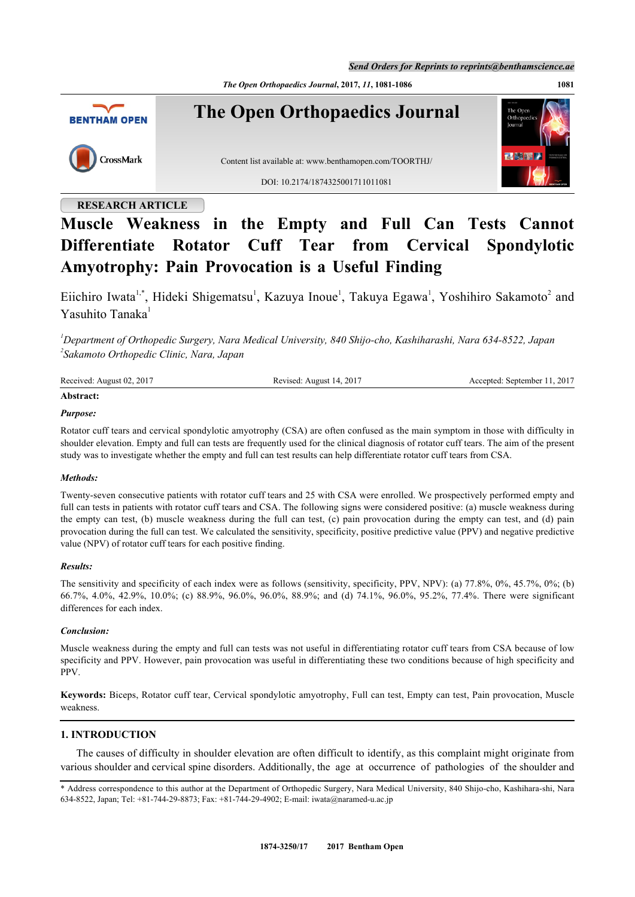RESEARCH ARTICLE

# Muscle Weakness in the Empty and Full Can Tests Cannot Differentiate Rotator Cuff Tear from Cervical Spondylotic Amyotrophy: Pain Provocation is a Useful Finding

Eiichiro Iwata[1,*], Hideki Shigematsu[1], Kazuya Inoue[1], Takuya Egawa[1], Yoshihiro Sakamoto[2] and Yasuhito Tanaka[1]

[1]*Department of Orthopedic Surgery, Nara Medical University, 840 Shijo-cho, Kashiharashi, Nara 634-8522, Japan*
[2]*Sakamoto Orthopedic Clinic, Nara, Japan*

Received: August 02, 2017 Revised: August 14, 2017 Accepted: September 11, 2017

**Abstract:**

***Purpose:***

Rotator cuff tears and cervical spondylotic amyotrophy (CSA) are often confused as the main symptom in those with difficulty in shoulder elevation. Empty and full can tests are frequently used for the clinical diagnosis of rotator cuff tears. The aim of the present study was to investigate whether the empty and full can test results can help differentiate rotator cuff tears from CSA.

***Methods:***

Twenty-seven consecutive patients with rotator cuff tears and 25 with CSA were enrolled. We prospectively performed empty and full can tests in patients with rotator cuff tears and CSA. The following signs were considered positive: (a) muscle weakness during the empty can test, (b) muscle weakness during the full can test, (c) pain provocation during the empty can test, and (d) pain provocation during the full can test. We calculated the sensitivity, specificity, positive predictive value (PPV) and negative predictive value (NPV) of rotator cuff tears for each positive finding.

***Results:***

The sensitivity and specificity of each index were as follows (sensitivity, specificity, PPV, NPV): (a) 77.8%, 0%, 45.7%, 0%; (b) 66.7%, 4.0%, 42.9%, 10.0%; (c) 88.9%, 96.0%, 96.0%, 88.9%; and (d) 74.1%, 96.0%, 95.2%, 77.4%. There were significant differences for each index.

***Conclusion:***

Muscle weakness during the empty and full can tests was not useful in differentiating rotator cuff tears from CSA because of low specificity and PPV. However, pain provocation was useful in differentiating these two conditions because of high specificity and PPV.

**Keywords:** Biceps, Rotator cuff tear, Cervical spondylotic amyotrophy, Full can test, Empty can test, Pain provocation, Muscle weakness.

## 1. INTRODUCTION

The causes of difficulty in shoulder elevation are often difficult to identify, as this complaint might originate from various shoulder and cervical spine disorders. Additionally, the age at occurrence of pathologies of the shoulder and

\* Address correspondence to this author at the Department of Orthopedic Surgery, Nara Medical University, 840 Shijo-cho, Kashihara-shi, Nara 634-8522, Japan; Tel: +81-744-29-8873; Fax: +81-744-29-4902; E-mail: iwata@naramed-u.ac.jp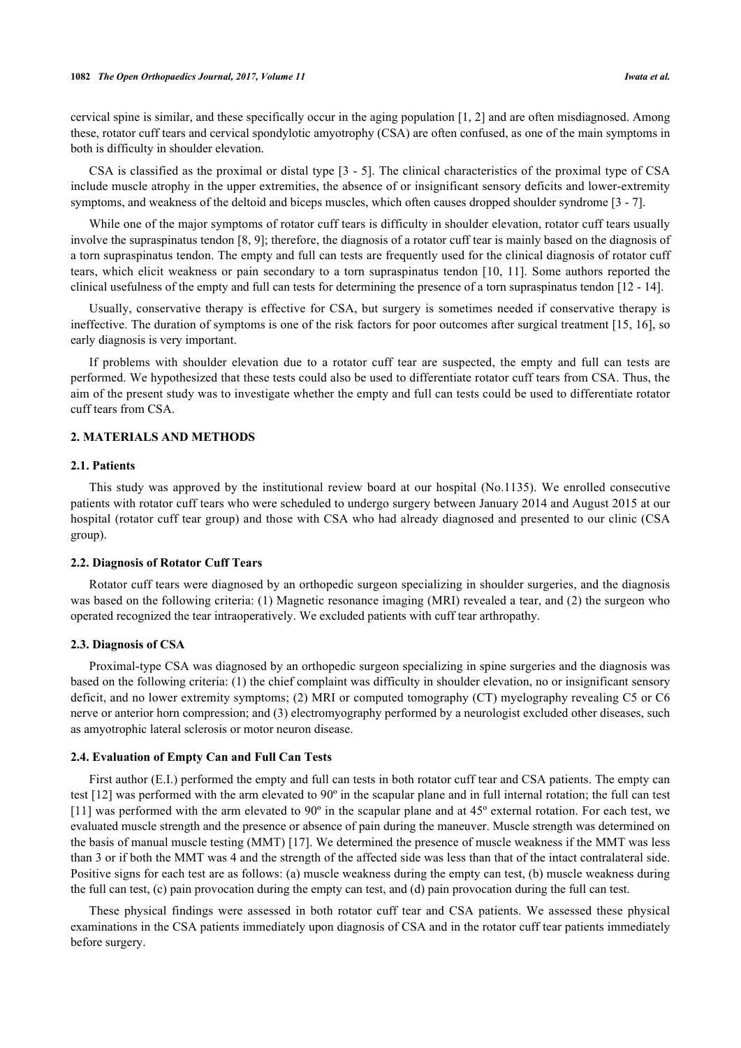cervical spine is similar, and these specifically occur in the aging population [1, 2] and are often misdiagnosed. Among these, rotator cuff tears and cervical spondylotic amyotrophy (CSA) are often confused, as one of the main symptoms in both is difficulty in shoulder elevation.

CSA is classified as the proximal or distal type [3 - 5]. The clinical characteristics of the proximal type of CSA include muscle atrophy in the upper extremities, the absence of or insignificant sensory deficits and lower-extremity symptoms, and weakness of the deltoid and biceps muscles, which often causes dropped shoulder syndrome [3 - 7].

While one of the major symptoms of rotator cuff tears is difficulty in shoulder elevation, rotator cuff tears usually involve the supraspinatus tendon [8, 9]; therefore, the diagnosis of a rotator cuff tear is mainly based on the diagnosis of a torn supraspinatus tendon. The empty and full can tests are frequently used for the clinical diagnosis of rotator cuff tears, which elicit weakness or pain secondary to a torn supraspinatus tendon [10, 11]. Some authors reported the clinical usefulness of the empty and full can tests for determining the presence of a torn supraspinatus tendon [12 - 14].

Usually, conservative therapy is effective for CSA, but surgery is sometimes needed if conservative therapy is ineffective. The duration of symptoms is one of the risk factors for poor outcomes after surgical treatment [15, 16], so early diagnosis is very important.

If problems with shoulder elevation due to a rotator cuff tear are suspected, the empty and full can tests are performed. We hypothesized that these tests could also be used to differentiate rotator cuff tears from CSA. Thus, the aim of the present study was to investigate whether the empty and full can tests could be used to differentiate rotator cuff tears from CSA.

## 2. MATERIALS AND METHODS

### 2.1. Patients

This study was approved by the institutional review board at our hospital (No.1135). We enrolled consecutive patients with rotator cuff tears who were scheduled to undergo surgery between January 2014 and August 2015 at our hospital (rotator cuff tear group) and those with CSA who had already diagnosed and presented to our clinic (CSA group).

### 2.2. Diagnosis of Rotator Cuff Tears

Rotator cuff tears were diagnosed by an orthopedic surgeon specializing in shoulder surgeries, and the diagnosis was based on the following criteria: (1) Magnetic resonance imaging (MRI) revealed a tear, and (2) the surgeon who operated recognized the tear intraoperatively. We excluded patients with cuff tear arthropathy.

### 2.3. Diagnosis of CSA

Proximal-type CSA was diagnosed by an orthopedic surgeon specializing in spine surgeries and the diagnosis was based on the following criteria: (1) the chief complaint was difficulty in shoulder elevation, no or insignificant sensory deficit, and no lower extremity symptoms; (2) MRI or computed tomography (CT) myelography revealing C5 or C6 nerve or anterior horn compression; and (3) electromyography performed by a neurologist excluded other diseases, such as amyotrophic lateral sclerosis or motor neuron disease.

### 2.4. Evaluation of Empty Can and Full Can Tests

First author (E.I.) performed the empty and full can tests in both rotator cuff tear and CSA patients. The empty can test [12] was performed with the arm elevated to 90º in the scapular plane and in full internal rotation; the full can test [11] was performed with the arm elevated to 90º in the scapular plane and at 45º external rotation. For each test, we evaluated muscle strength and the presence or absence of pain during the maneuver. Muscle strength was determined on the basis of manual muscle testing (MMT) [17]. We determined the presence of muscle weakness if the MMT was less than 3 or if both the MMT was 4 and the strength of the affected side was less than that of the intact contralateral side. Positive signs for each test are as follows: (a) muscle weakness during the empty can test, (b) muscle weakness during the full can test, (c) pain provocation during the empty can test, and (d) pain provocation during the full can test.

These physical findings were assessed in both rotator cuff tear and CSA patients. We assessed these physical examinations in the CSA patients immediately upon diagnosis of CSA and in the rotator cuff tear patients immediately before surgery.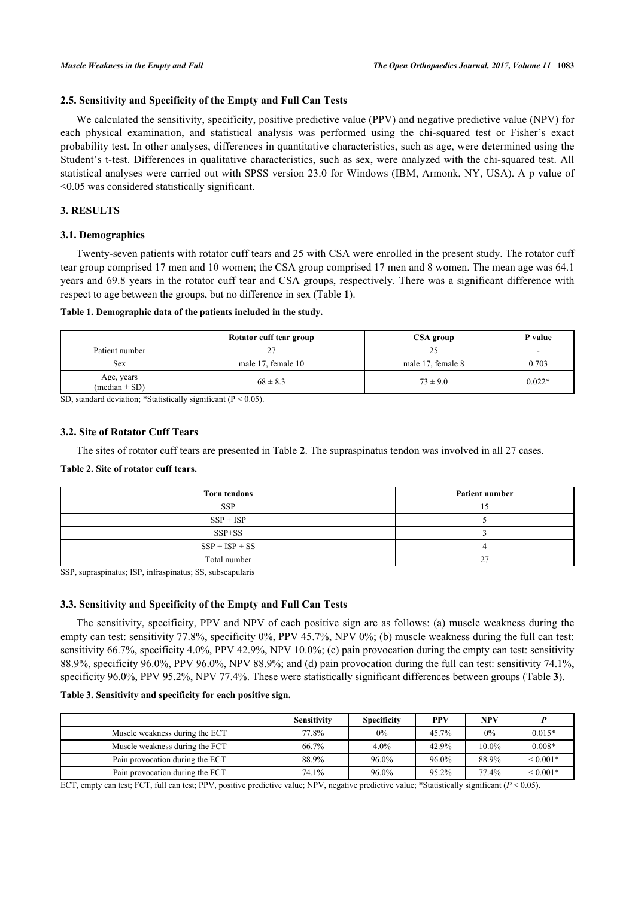### 2.5. Sensitivity and Specificity of the Empty and Full Can Tests

We calculated the sensitivity, specificity, positive predictive value (PPV) and negative predictive value (NPV) for each physical examination, and statistical analysis was performed using the chi-squared test or Fisher's exact probability test. In other analyses, differences in quantitative characteristics, such as age, were determined using the Student's t-test. Differences in qualitative characteristics, such as sex, were analyzed with the chi-squared test. All statistical analyses were carried out with SPSS version 23.0 for Windows (IBM, Armonk, NY, USA). A p value of <0.05 was considered statistically significant.

## 3. RESULTS

### 3.1. Demographics

Twenty-seven patients with rotator cuff tears and 25 with CSA were enrolled in the present study. The rotator cuff tear group comprised 17 men and 10 women; the CSA group comprised 17 men and 8 women. The mean age was 64.1 years and 69.8 years in the rotator cuff tear and CSA groups, respectively. There was a significant difference with respect to age between the groups, but no difference in sex (Table **1**).

**Table 1. Demographic data of the patients included in the study.**

| | Rotator cuff tear group | CSA group | P value |
|---|---|---|---|
| Patient number | 27 | 25 | - |
| Sex | male 17, female 10 | male 17, female 8 | 0.703 |
| Age, years (median ± SD) | 68 ± 8.3 | 73 ± 9.0 | 0.022* |

SD, standard deviation; *Statistically significant ($P < 0.05$).

### 3.2. Site of Rotator Cuff Tears

The sites of rotator cuff tears are presented in Table **2**. The supraspinatus tendon was involved in all 27 cases.

**Table 2. Site of rotator cuff tears.**

| Torn tendons | Patient number |
|---|---|
| SSP | 15 |
| SSP + ISP | 5 |
| SSP+SS | 3 |
| SSP + ISP + SS | 4 |
| Total number | 27 |

SSP, supraspinatus; ISP, infraspinatus; SS, subscapularis

### 3.3. Sensitivity and Specificity of the Empty and Full Can Tests

The sensitivity, specificity, PPV and NPV of each positive sign are as follows: (a) muscle weakness during the empty can test: sensitivity 77.8%, specificity 0%, PPV 45.7%, NPV 0%; (b) muscle weakness during the full can test: sensitivity 66.7%, specificity 4.0%, PPV 42.9%, NPV 10.0%; (c) pain provocation during the empty can test: sensitivity 88.9%, specificity 96.0%, PPV 96.0%, NPV 88.9%; and (d) pain provocation during the full can test: sensitivity 74.1%, specificity 96.0%, PPV 95.2%, NPV 77.4%. These were statistically significant differences between groups (Table **3**).

**Table 3. Sensitivity and specificity for each positive sign.**

| | Sensitivity | Specificity | PPV | NPV | *P* |
|---|---|---|---|---|---|
| Muscle weakness during the ECT | 77.8% | 0% | 45.7% | 0% | 0.015* |
| Muscle weakness during the FCT | 66.7% | 4.0% | 42.9% | 10.0% | 0.008* |
| Pain provocation during the ECT | 88.9% | 96.0% | 96.0% | 88.9% | < 0.001* |
| Pain provocation during the FCT | 74.1% | 96.0% | 95.2% | 77.4% | < 0.001* |

ECT, empty can test; FCT, full can test; PPV, positive predictive value; NPV, negative predictive value; *Statistically significant ($P < 0.05$).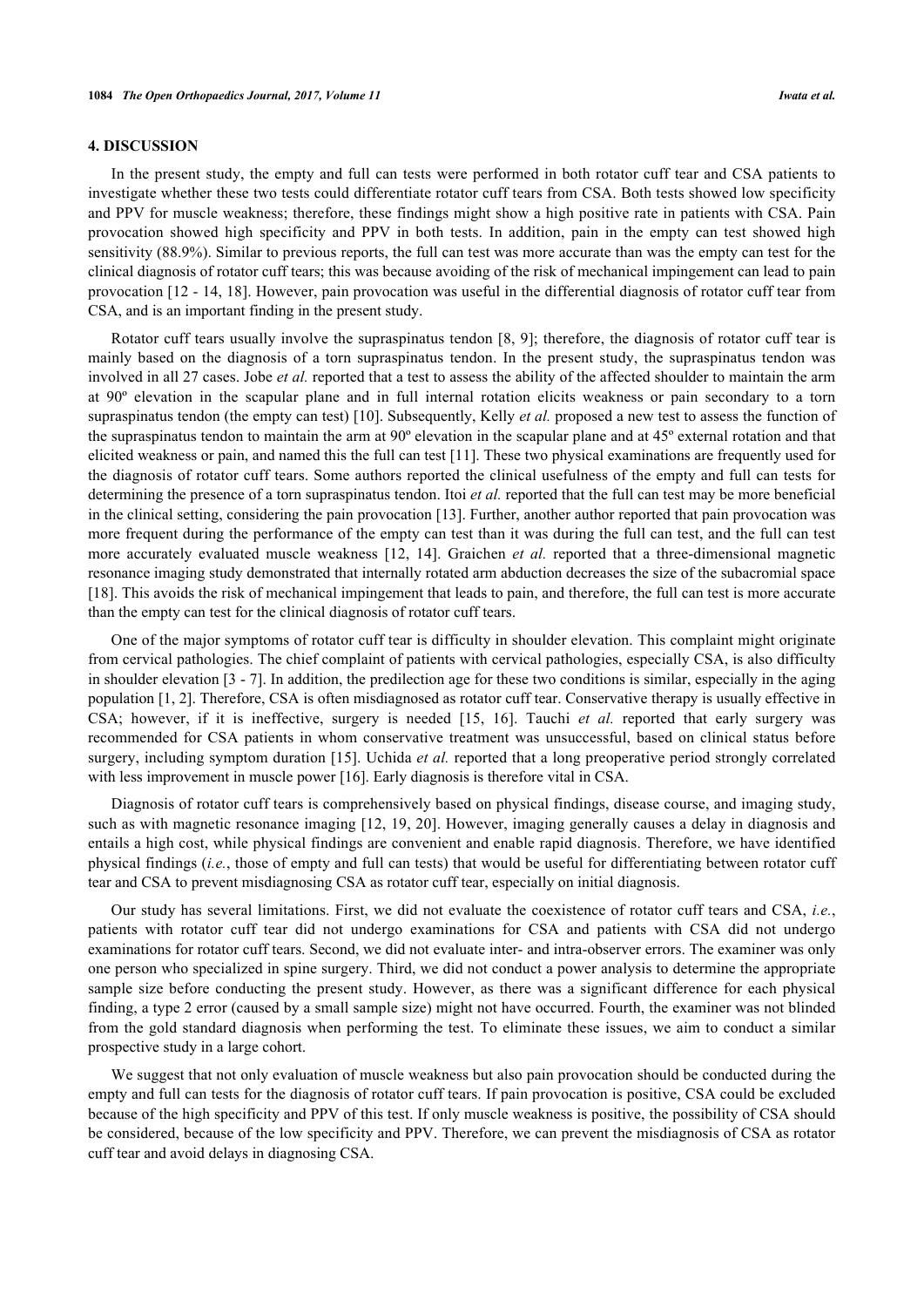## 4. DISCUSSION

In the present study, the empty and full can tests were performed in both rotator cuff tear and CSA patients to investigate whether these two tests could differentiate rotator cuff tears from CSA. Both tests showed low specificity and PPV for muscle weakness; therefore, these findings might show a high positive rate in patients with CSA. Pain provocation showed high specificity and PPV in both tests. In addition, pain in the empty can test showed high sensitivity (88.9%). Similar to previous reports, the full can test was more accurate than was the empty can test for the clinical diagnosis of rotator cuff tears; this was because avoiding of the risk of mechanical impingement can lead to pain provocation [12 - 14, 18]. However, pain provocation was useful in the differential diagnosis of rotator cuff tear from CSA, and is an important finding in the present study.

Rotator cuff tears usually involve the supraspinatus tendon [8, 9]; therefore, the diagnosis of rotator cuff tear is mainly based on the diagnosis of a torn supraspinatus tendon. In the present study, the supraspinatus tendon was involved in all 27 cases. Jobe *et al.* reported that a test to assess the ability of the affected shoulder to maintain the arm at 90º elevation in the scapular plane and in full internal rotation elicits weakness or pain secondary to a torn supraspinatus tendon (the empty can test) [10]. Subsequently, Kelly *et al.* proposed a new test to assess the function of the supraspinatus tendon to maintain the arm at 90º elevation in the scapular plane and at 45º external rotation and that elicited weakness or pain, and named this the full can test [11]. These two physical examinations are frequently used for the diagnosis of rotator cuff tears. Some authors reported the clinical usefulness of the empty and full can tests for determining the presence of a torn supraspinatus tendon. Itoi *et al.* reported that the full can test may be more beneficial in the clinical setting, considering the pain provocation [13]. Further, another author reported that pain provocation was more frequent during the performance of the empty can test than it was during the full can test, and the full can test more accurately evaluated muscle weakness [12, 14]. Graichen *et al.* reported that a three-dimensional magnetic resonance imaging study demonstrated that internally rotated arm abduction decreases the size of the subacromial space [18]. This avoids the risk of mechanical impingement that leads to pain, and therefore, the full can test is more accurate than the empty can test for the clinical diagnosis of rotator cuff tears.

One of the major symptoms of rotator cuff tear is difficulty in shoulder elevation. This complaint might originate from cervical pathologies. The chief complaint of patients with cervical pathologies, especially CSA, is also difficulty in shoulder elevation [3 - 7]. In addition, the predilection age for these two conditions is similar, especially in the aging population [1, 2]. Therefore, CSA is often misdiagnosed as rotator cuff tear. Conservative therapy is usually effective in CSA; however, if it is ineffective, surgery is needed [15, 16]. Tauchi *et al.* reported that early surgery was recommended for CSA patients in whom conservative treatment was unsuccessful, based on clinical status before surgery, including symptom duration [15]. Uchida *et al.* reported that a long preoperative period strongly correlated with less improvement in muscle power [16]. Early diagnosis is therefore vital in CSA.

Diagnosis of rotator cuff tears is comprehensively based on physical findings, disease course, and imaging study, such as with magnetic resonance imaging [12, 19, 20]. However, imaging generally causes a delay in diagnosis and entails a high cost, while physical findings are convenient and enable rapid diagnosis. Therefore, we have identified physical findings (*i.e.*, those of empty and full can tests) that would be useful for differentiating between rotator cuff tear and CSA to prevent misdiagnosing CSA as rotator cuff tear, especially on initial diagnosis.

Our study has several limitations. First, we did not evaluate the coexistence of rotator cuff tears and CSA, *i.e.*, patients with rotator cuff tear did not undergo examinations for CSA and patients with CSA did not undergo examinations for rotator cuff tears. Second, we did not evaluate inter- and intra-observer errors. The examiner was only one person who specialized in spine surgery. Third, we did not conduct a power analysis to determine the appropriate sample size before conducting the present study. However, as there was a significant difference for each physical finding, a type 2 error (caused by a small sample size) might not have occurred. Fourth, the examiner was not blinded from the gold standard diagnosis when performing the test. To eliminate these issues, we aim to conduct a similar prospective study in a large cohort.

We suggest that not only evaluation of muscle weakness but also pain provocation should be conducted during the empty and full can tests for the diagnosis of rotator cuff tears. If pain provocation is positive, CSA could be excluded because of the high specificity and PPV of this test. If only muscle weakness is positive, the possibility of CSA should be considered, because of the low specificity and PPV. Therefore, we can prevent the misdiagnosis of CSA as rotator cuff tear and avoid delays in diagnosing CSA.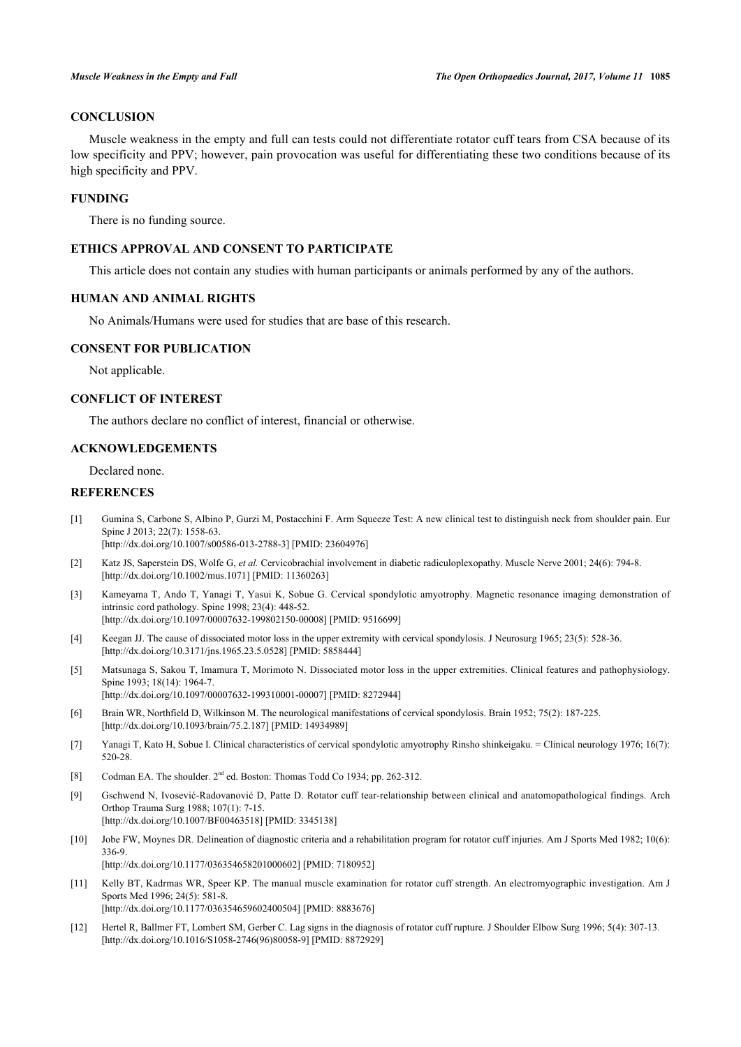## CONCLUSION

Muscle weakness in the empty and full can tests could not differentiate rotator cuff tears from CSA because of its low specificity and PPV; however, pain provocation was useful for differentiating these two conditions because of its high specificity and PPV.

## FUNDING

There is no funding source.

## ETHICS APPROVAL AND CONSENT TO PARTICIPATE

This article does not contain any studies with human participants or animals performed by any of the authors.

## HUMAN AND ANIMAL RIGHTS

No Animals/Humans were used for studies that are base of this research.

## CONSENT FOR PUBLICATION

Not applicable.

## CONFLICT OF INTEREST

The authors declare no conflict of interest, financial or otherwise.

## ACKNOWLEDGEMENTS

Declared none.

## REFERENCES

[1] Gumina S, Carbone S, Albino P, Gurzi M, Postacchini F. Arm Squeeze Test: A new clinical test to distinguish neck from shoulder pain. Eur Spine J 2013; 22(7): 1558-63. [http://dx.doi.org/10.1007/s00586-013-2788-3] [PMID: 23604976]

[2] Katz JS, Saperstein DS, Wolfe G, *et al.* Cervicobrachial involvement in diabetic radiculoplexopathy. Muscle Nerve 2001; 24(6): 794-8. [http://dx.doi.org/10.1002/mus.1071] [PMID: 11360263]

[3] Kameyama T, Ando T, Yanagi T, Yasui K, Sobue G. Cervical spondylotic amyotrophy. Magnetic resonance imaging demonstration of intrinsic cord pathology. Spine 1998; 23(4): 448-52. [http://dx.doi.org/10.1097/00007632-199802150-00008] [PMID: 9516699]

[4] Keegan JJ. The cause of dissociated motor loss in the upper extremity with cervical spondylosis. J Neurosurg 1965; 23(5): 528-36. [http://dx.doi.org/10.3171/jns.1965.23.5.0528] [PMID: 5858444]

[5] Matsunaga S, Sakou T, Imamura T, Morimoto N. Dissociated motor loss in the upper extremities. Clinical features and pathophysiology. Spine 1993; 18(14): 1964-7. [http://dx.doi.org/10.1097/00007632-199310001-00007] [PMID: 8272944]

[6] Brain WR, Northfield D, Wilkinson M. The neurological manifestations of cervical spondylosis. Brain 1952; 75(2): 187-225. [http://dx.doi.org/10.1093/brain/75.2.187] [PMID: 14934989]

[7] Yanagi T, Kato H, Sobue I. Clinical characteristics of cervical spondylotic amyotrophy Rinsho shinkeigaku. = Clinical neurology 1976; 16(7): 520-28.

[8] Codman EA. The shoulder. 2nd ed. Boston: Thomas Todd Co 1934; pp. 262-312.

[9] Gschwend N, Ivosević-Radovanović D, Patte D. Rotator cuff tear-relationship between clinical and anatomopathological findings. Arch Orthop Trauma Surg 1988; 107(1): 7-15. [http://dx.doi.org/10.1007/BF00463518] [PMID: 3345138]

[10] Jobe FW, Moynes DR. Delineation of diagnostic criteria and a rehabilitation program for rotator cuff injuries. Am J Sports Med 1982; 10(6): 336-9. [http://dx.doi.org/10.1177/036354658201000602] [PMID: 7180952]

[11] Kelly BT, Kadrmas WR, Speer KP. The manual muscle examination for rotator cuff strength. An electromyographic investigation. Am J Sports Med 1996; 24(5): 581-8. [http://dx.doi.org/10.1177/036354659602400504] [PMID: 8883676]

[12] Hertel R, Ballmer FT, Lombert SM, Gerber C. Lag signs in the diagnosis of rotator cuff rupture. J Shoulder Elbow Surg 1996; 5(4): 307-13. [http://dx.doi.org/10.1016/S1058-2746(96)80058-9] [PMID: 8872929]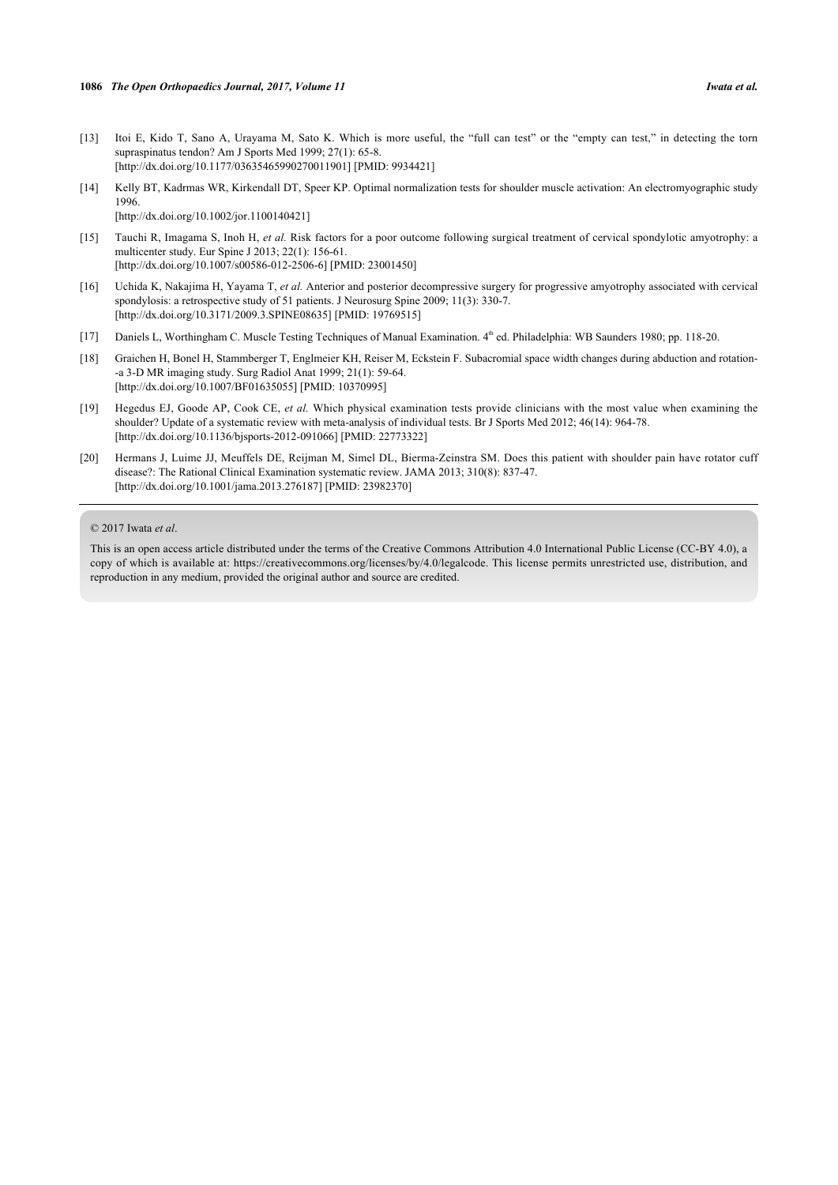[13] Itoi E, Kido T, Sano A, Urayama M, Sato K. Which is more useful, the "full can test" or the "empty can test," in detecting the torn supraspinatus tendon? Am J Sports Med 1999; 27(1): 65-8.
[http://dx.doi.org/10.1177/03635465990270011901] [PMID: 9934421]

[14] Kelly BT, Kadrmas WR, Kirkendall DT, Speer KP. Optimal normalization tests for shoulder muscle activation: An electromyographic study 1996.
[http://dx.doi.org/10.1002/jor.1100140421]

[15] Tauchi R, Imagama S, Inoh H, *et al.* Risk factors for a poor outcome following surgical treatment of cervical spondylotic amyotrophy: a multicenter study. Eur Spine J 2013; 22(1): 156-61.
[http://dx.doi.org/10.1007/s00586-012-2506-6] [PMID: 23001450]

[16] Uchida K, Nakajima H, Yayama T, *et al.* Anterior and posterior decompressive surgery for progressive amyotrophy associated with cervical spondylosis: a retrospective study of 51 patients. J Neurosurg Spine 2009; 11(3): 330-7.
[http://dx.doi.org/10.3171/2009.3.SPINE08635] [PMID: 19769515]

[17] Daniels L, Worthingham C. Muscle Testing Techniques of Manual Examination. 4th ed. Philadelphia: WB Saunders 1980; pp. 118-20.

[18] Graichen H, Bonel H, Stammberger T, Englmeier KH, Reiser M, Eckstein F. Subacromial space width changes during abduction and rotation--a 3-D MR imaging study. Surg Radiol Anat 1999; 21(1): 59-64.
[http://dx.doi.org/10.1007/BF01635055] [PMID: 10370995]

[19] Hegedus EJ, Goode AP, Cook CE, *et al.* Which physical examination tests provide clinicians with the most value when examining the shoulder? Update of a systematic review with meta-analysis of individual tests. Br J Sports Med 2012; 46(14): 964-78.
[http://dx.doi.org/10.1136/bjsports-2012-091066] [PMID: 22773322]

[20] Hermans J, Luime JJ, Meuffels DE, Reijman M, Simel DL, Bierma-Zeinstra SM. Does this patient with shoulder pain have rotator cuff disease?: The Rational Clinical Examination systematic review. JAMA 2013; 310(8): 837-47.
[http://dx.doi.org/10.1001/jama.2013.276187] [PMID: 23982370]

---

© 2017 Iwata *et al*.

This is an open access article distributed under the terms of the Creative Commons Attribution 4.0 International Public License (CC-BY 4.0), a copy of which is available at: https://creativecommons.org/licenses/by/4.0/legalcode. This license permits unrestricted use, distribution, and reproduction in any medium, provided the original author and source are credited.